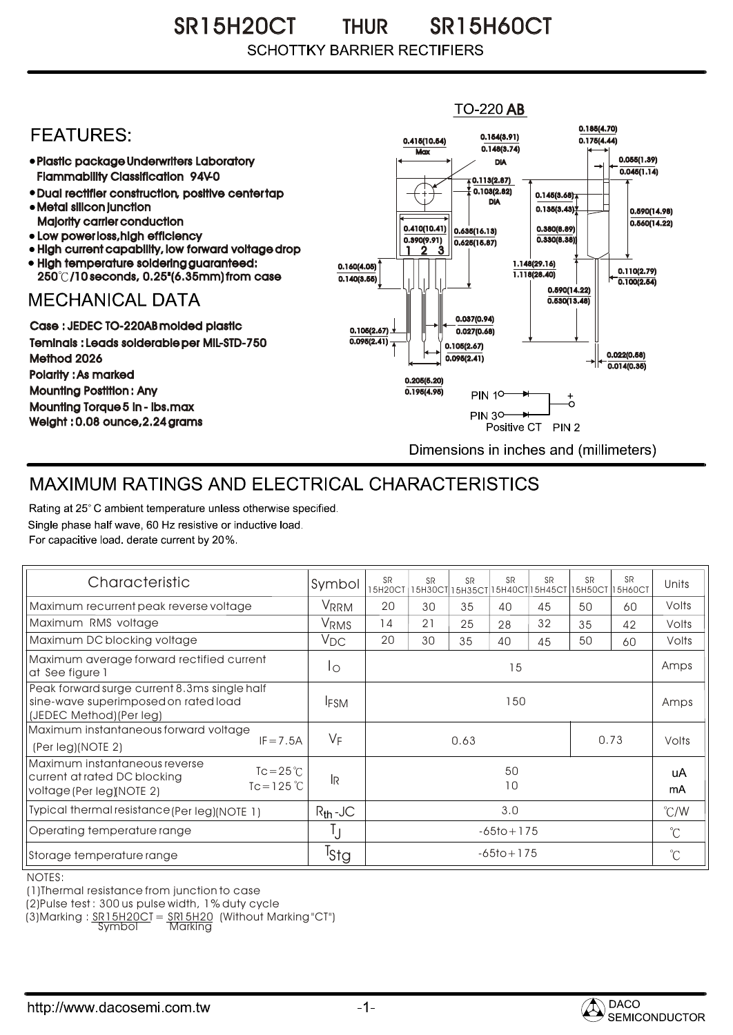# SR15H20CT THUR SR15H60CT

SCHOTTKY BARRIER RECTIFIERS

TO-220 AB

## FEATURES:

- Plastic package Underwriters Laboratory Flammability Classification 94V-0
- Dual rectifier construction, positive center tap
- Metal silicon junction Majority carrier conduction
- Low power loss, high efficiency
- High current capability, low forward voltage drop
- High temperature soldering guaranteed: 250℃/10 seconds, 0.25"(6.35mm) from case

## MECHANICAL DATA

Case : JEDEC TO-220AB molded plastic

Teminals : Leads solderable per MIL-STD-750 Method 2026

Polarity : As marked

Mounting Postition : Any

Mounting Torque 5 in - lbs.max

Weight : 0.08 ounce, 2.24 grams

PIN 1, PIN 3, Positive CT PIN 2

Dimensions in inches and (millimeters)

## MAXIMUM RATINGS AND ELECTRICAL CHARACTERISTICS

Rating at 25° C ambient temperature unless otherwise specified.

Single phase half wave, 60 Hz resistive or inductive load.

For capacitive load. derate current by 20%.

| Characteristic | Symbol | SR 15H20CT | SR 15H30CT | SR 15H35CT | SR 15H40CT | SR 15H45CT | SR 15H50CT | SR 15H60CT | Units |
|---|---|---|---|---|---|---|---|---|---|
| Maximum recurrent peak reverse voltage | $V_{RRM}$ | 20 | 30 | 35 | 40 | 45 | 50 | 60 | Volts |
| Maximum RMS voltage | $V_{RMS}$ | 14 | 21 | 25 | 28 | 32 | 35 | 42 | Volts |
| Maximum DC blocking voltage | $V_{DC}$ | 20 | 30 | 35 | 40 | 45 | 50 | 60 | Volts |
| Maximum average forward rectified current at See figure 1 | $I_O$ | 15 | | | | | | | Amps |
| Peak forward surge current 8.3ms single half sine-wave superimposed on rated load (JEDEC Method)(Per leg) | $I_{FSM}$ | 150 | | | | | | | Amps |
| Maximum instantaneous forward voltage (Per leg)(NOTE 2) IF=7.5A | $V_F$ | 0.63 | | | | | 0.73 | | Volts |
| Maximum instantaneous reverse current at rated DC blocking voltage (Per leg)(NOTE 2) Tc=25℃ / Tc=125℃ | $I_R$ | 50 / 10 | | | | | | | uA / mA |
| Typical thermal resistance (Per leg)(NOTE 1) | $R_{th}$-JC | 3.0 | | | | | | | ℃/W |
| Operating temperature range | $T_J$ | -65to+175 | | | | | | | ℃ |
| Storage temperature range | $T_{Stg}$ | -65to+175 | | | | | | | ℃ |

NOTES:

(1)Thermal resistance from junction to case

(2)Pulse test : 300 us pulse width, 1% duty cycle

(3)Marking : SR15H20CT = SR15H20 (Without Marking "CT")
Symbol Marking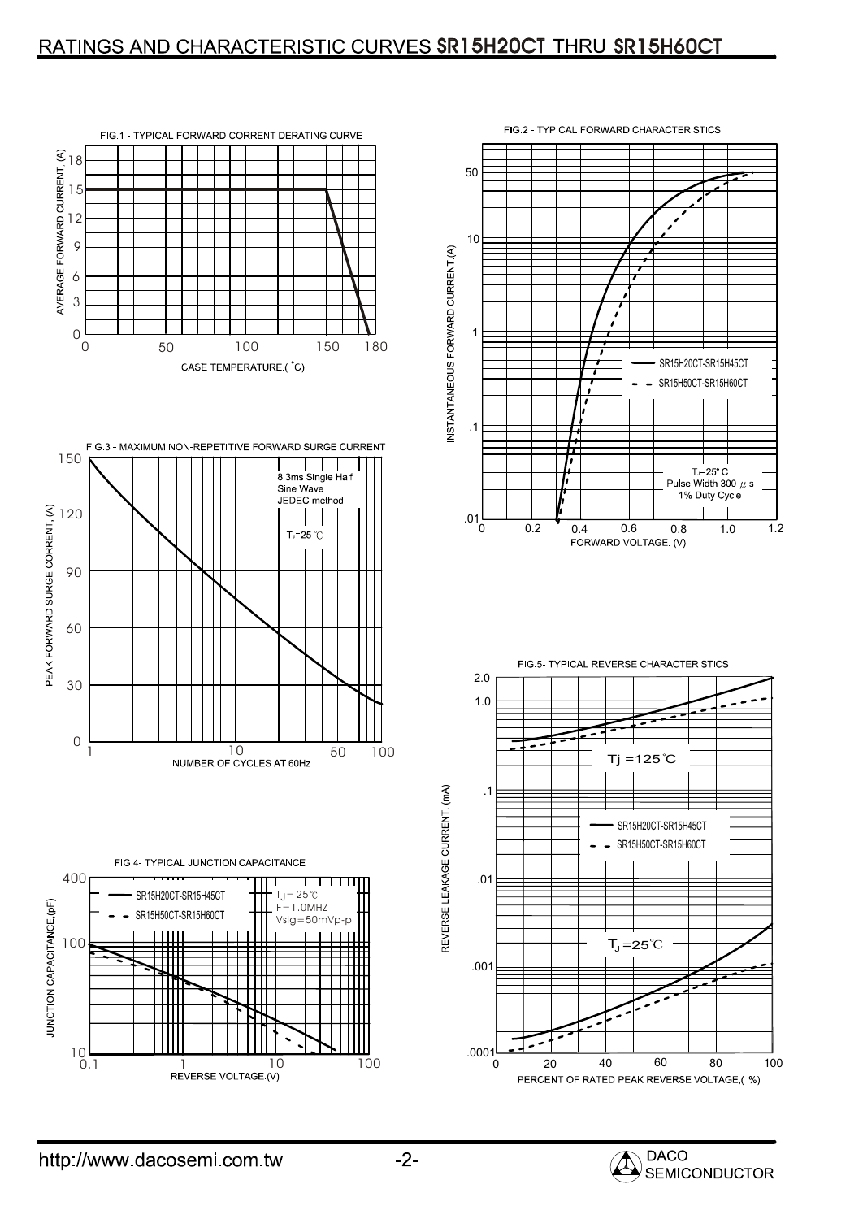# RATINGS AND CHARACTERISTIC CURVES SR15H20CT THRU SR15H60CT

FIG.1 - TYPICAL FORWARD CORRENT DERATING CURVE

AVERAGE FORWARD CURRENT, (A)

18
15
12
9
6
3
0

0 50 100 150 180

CASE TEMPERATURE.( °C)

FIG.2 - TYPICAL FORWARD CHARACTERISTICS

INSTANTANEOUS FORWARD CURRENT,(A)

50
10
1
.1
.01

0 0.2 0.4 0.6 0.8 1.0 1.2

FORWARD VOLTAGE. (V)

SR15H20CT-SR15H45CT

SR15H50CT-SR15H60CT

$T_J$=25° C
Pulse Width 300 $\mu$ s
1% Duty Cycle

FIG.3 - MAXIMUM NON-REPETITIVE FORWARD SURGE CURRENT

PEAK FORWARD SURGE CORRENT, (A)

150
120
90
60
30
0

1 10 50 100

NUMBER OF CYCLES AT 60Hz

8.3ms Single Half
Sine Wave
JEDEC method

$T_J$=25 ℃

FIG.4- TYPICAL JUNCTION CAPACITANCE

JUNCTION CAPACITANCE,(pF)

400
100
10

0.1 1 10 100

REVERSE VOLTAGE.(V)

SR15H20CT-SR15H45CT

SR15H50CT-SR15H60CT

$T_J$= 25℃
F=1.0MHZ
Vsig=50mVp-p

FIG.5- TYPICAL REVERSE CHARACTERISTICS

REVERSE LEAKAGE CURRENT, (mA)

2.0
1.0
.1
.01
.001
.0001

0 20 40 60 80 100

PERCENT OF RATED PEAK REVERSE VOLTAGE,( %)

Tj =125℃

SR15H20CT-SR15H45CT

SR15H50CT-SR15H60CT

$T_J$ =25℃